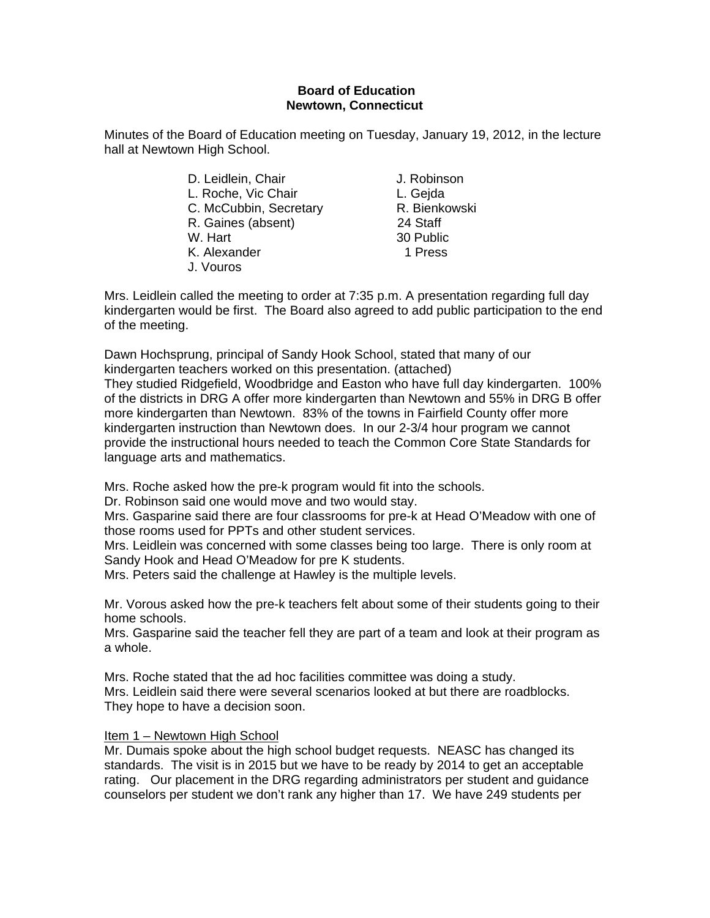**Board of Education**
**Newtown, Connecticut**

Minutes of the Board of Education meeting on Tuesday, January 19, 2012, in the lecture hall at Newtown High School.

| | |
|---|---|
| D. Leidlein, Chair | J. Robinson |
| L. Roche, Vic Chair | L. Gejda |
| C. McCubbin, Secretary | R. Bienkowski |
| R. Gaines (absent) | 24 Staff |
| W. Hart | 30 Public |
| K. Alexander | 1 Press |
| J. Vouros | |

Mrs. Leidlein called the meeting to order at 7:35 p.m. A presentation regarding full day kindergarten would be first. The Board also agreed to add public participation to the end of the meeting.

Dawn Hochsprung, principal of Sandy Hook School, stated that many of our kindergarten teachers worked on this presentation. (attached)
They studied Ridgefield, Woodbridge and Easton who have full day kindergarten. 100% of the districts in DRG A offer more kindergarten than Newtown and 55% in DRG B offer more kindergarten than Newtown. 83% of the towns in Fairfield County offer more kindergarten instruction than Newtown does. In our 2-3/4 hour program we cannot provide the instructional hours needed to teach the Common Core State Standards for language arts and mathematics.

Mrs. Roche asked how the pre-k program would fit into the schools.
Dr. Robinson said one would move and two would stay.
Mrs. Gasparine said there are four classrooms for pre-k at Head O'Meadow with one of those rooms used for PPTs and other student services.
Mrs. Leidlein was concerned with some classes being too large. There is only room at Sandy Hook and Head O'Meadow for pre K students.
Mrs. Peters said the challenge at Hawley is the multiple levels.

Mr. Vorous asked how the pre-k teachers felt about some of their students going to their home schools.
Mrs. Gasparine said the teacher fell they are part of a team and look at their program as a whole.

Mrs. Roche stated that the ad hoc facilities committee was doing a study.
Mrs. Leidlein said there were several scenarios looked at but there are roadblocks. They hope to have a decision soon.

<u>Item 1 – Newtown High School</u>
Mr. Dumais spoke about the high school budget requests. NEASC has changed its standards. The visit is in 2015 but we have to be ready by 2014 to get an acceptable rating. Our placement in the DRG regarding administrators per student and guidance counselors per student we don't rank any higher than 17. We have 249 students per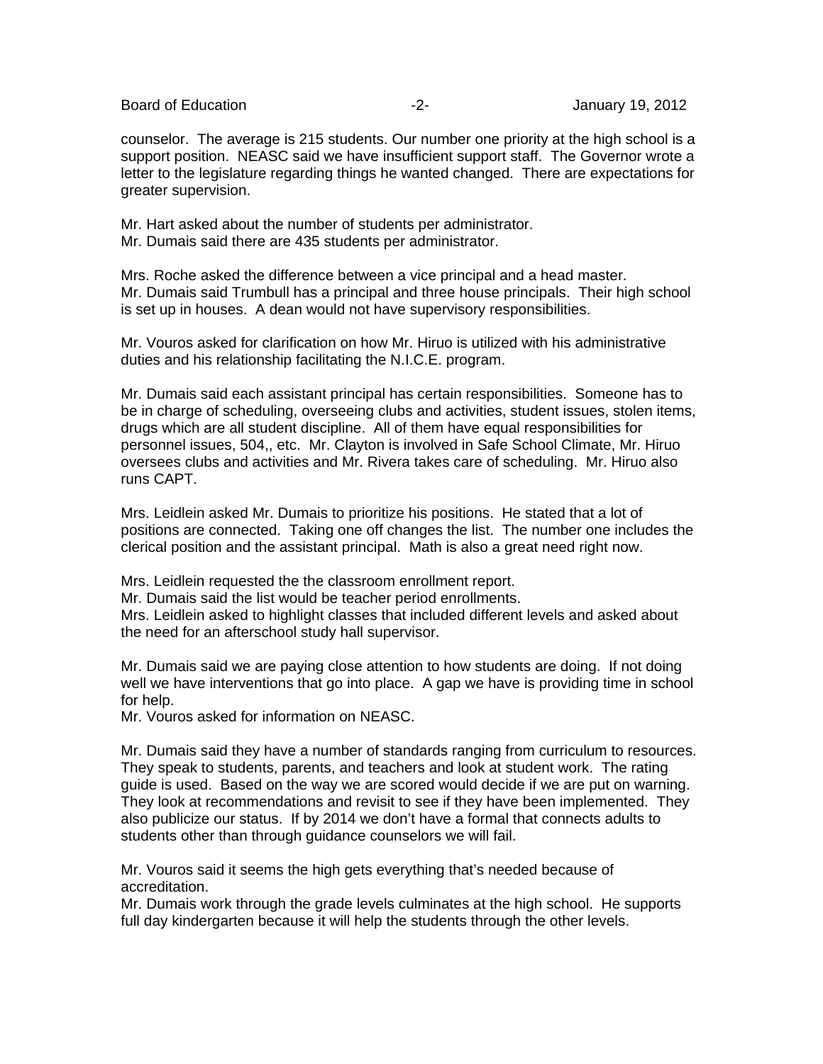counselor. The average is 215 students. Our number one priority at the high school is a support position. NEASC said we have insufficient support staff. The Governor wrote a letter to the legislature regarding things he wanted changed. There are expectations for greater supervision.

Mr. Hart asked about the number of students per administrator.
Mr. Dumais said there are 435 students per administrator.

Mrs. Roche asked the difference between a vice principal and a head master.
Mr. Dumais said Trumbull has a principal and three house principals. Their high school is set up in houses. A dean would not have supervisory responsibilities.

Mr. Vouros asked for clarification on how Mr. Hiruo is utilized with his administrative duties and his relationship facilitating the N.I.C.E. program.

Mr. Dumais said each assistant principal has certain responsibilities. Someone has to be in charge of scheduling, overseeing clubs and activities, student issues, stolen items, drugs which are all student discipline. All of them have equal responsibilities for personnel issues, 504,, etc. Mr. Clayton is involved in Safe School Climate, Mr. Hiruo oversees clubs and activities and Mr. Rivera takes care of scheduling. Mr. Hiruo also runs CAPT.

Mrs. Leidlein asked Mr. Dumais to prioritize his positions. He stated that a lot of positions are connected. Taking one off changes the list. The number one includes the clerical position and the assistant principal. Math is also a great need right now.

Mrs. Leidlein requested the the classroom enrollment report.
Mr. Dumais said the list would be teacher period enrollments.
Mrs. Leidlein asked to highlight classes that included different levels and asked about the need for an afterschool study hall supervisor.

Mr. Dumais said we are paying close attention to how students are doing. If not doing well we have interventions that go into place. A gap we have is providing time in school for help.
Mr. Vouros asked for information on NEASC.

Mr. Dumais said they have a number of standards ranging from curriculum to resources. They speak to students, parents, and teachers and look at student work. The rating guide is used. Based on the way we are scored would decide if we are put on warning. They look at recommendations and revisit to see if they have been implemented. They also publicize our status. If by 2014 we don't have a formal that connects adults to students other than through guidance counselors we will fail.

Mr. Vouros said it seems the high gets everything that's needed because of accreditation.
Mr. Dumais work through the grade levels culminates at the high school. He supports full day kindergarten because it will help the students through the other levels.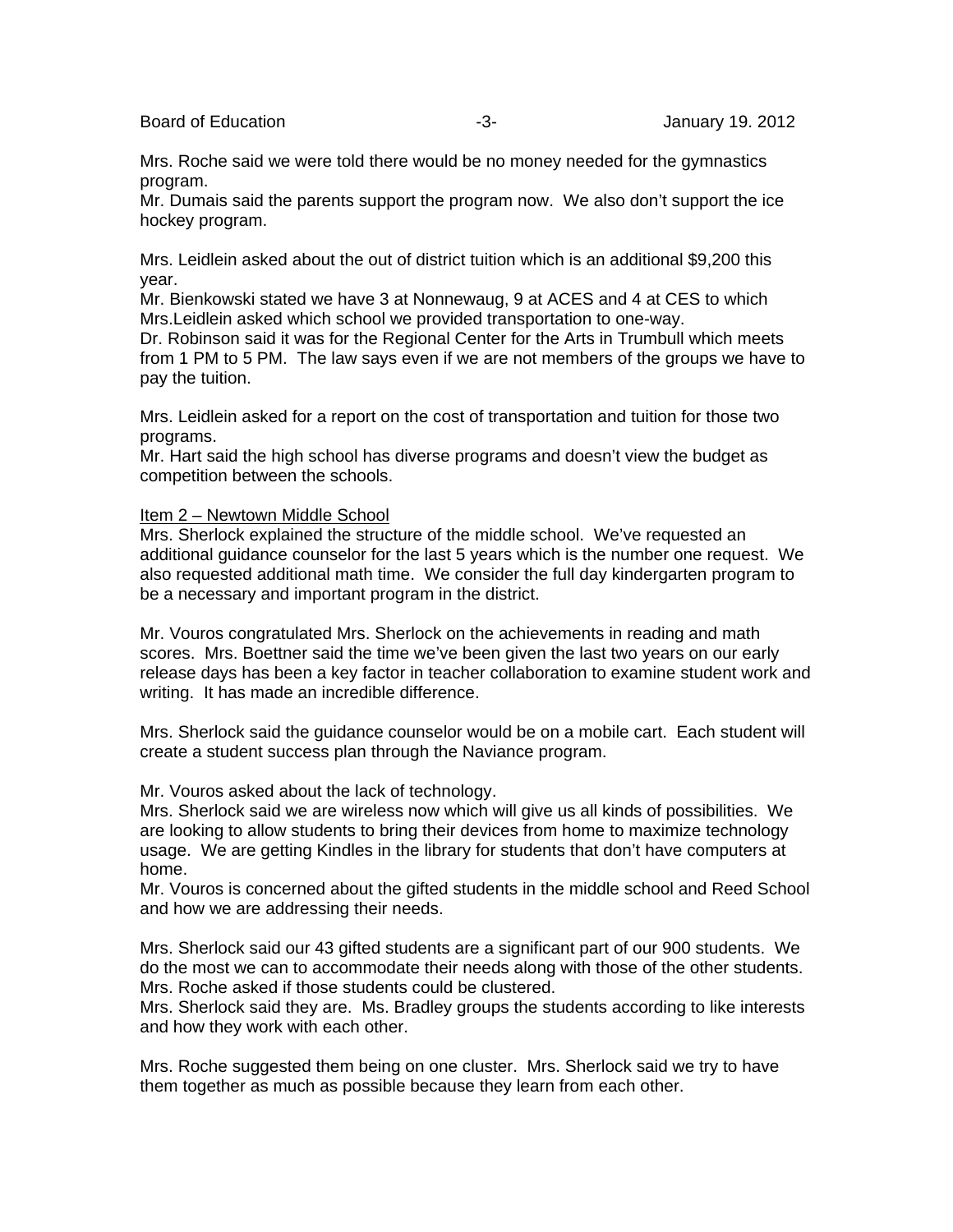Mrs. Roche said we were told there would be no money needed for the gymnastics program.
Mr. Dumais said the parents support the program now. We also don't support the ice hockey program.

Mrs. Leidlein asked about the out of district tuition which is an additional $9,200 this year.
Mr. Bienkowski stated we have 3 at Nonnewaug, 9 at ACES and 4 at CES to which Mrs.Leidlein asked which school we provided transportation to one-way.
Dr. Robinson said it was for the Regional Center for the Arts in Trumbull which meets from 1 PM to 5 PM. The law says even if we are not members of the groups we have to pay the tuition.

Mrs. Leidlein asked for a report on the cost of transportation and tuition for those two programs.
Mr. Hart said the high school has diverse programs and doesn't view the budget as competition between the schools.

Item 2 – Newtown Middle School
Mrs. Sherlock explained the structure of the middle school. We've requested an additional guidance counselor for the last 5 years which is the number one request. We also requested additional math time. We consider the full day kindergarten program to be a necessary and important program in the district.

Mr. Vouros congratulated Mrs. Sherlock on the achievements in reading and math scores. Mrs. Boettner said the time we've been given the last two years on our early release days has been a key factor in teacher collaboration to examine student work and writing. It has made an incredible difference.

Mrs. Sherlock said the guidance counselor would be on a mobile cart. Each student will create a student success plan through the Naviance program.

Mr. Vouros asked about the lack of technology.
Mrs. Sherlock said we are wireless now which will give us all kinds of possibilities. We are looking to allow students to bring their devices from home to maximize technology usage. We are getting Kindles in the library for students that don't have computers at home.
Mr. Vouros is concerned about the gifted students in the middle school and Reed School and how we are addressing their needs.

Mrs. Sherlock said our 43 gifted students are a significant part of our 900 students. We do the most we can to accommodate their needs along with those of the other students.
Mrs. Roche asked if those students could be clustered.
Mrs. Sherlock said they are. Ms. Bradley groups the students according to like interests and how they work with each other.

Mrs. Roche suggested them being on one cluster. Mrs. Sherlock said we try to have them together as much as possible because they learn from each other.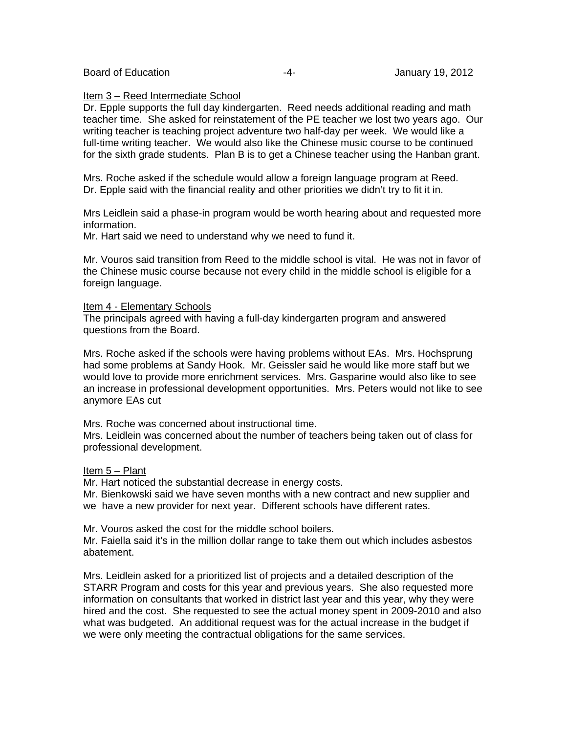Item 3 – Reed Intermediate School

Dr. Epple supports the full day kindergarten. Reed needs additional reading and math teacher time. She asked for reinstatement of the PE teacher we lost two years ago. Our writing teacher is teaching project adventure two half-day per week. We would like a full-time writing teacher. We would also like the Chinese music course to be continued for the sixth grade students. Plan B is to get a Chinese teacher using the Hanban grant.

Mrs. Roche asked if the schedule would allow a foreign language program at Reed. Dr. Epple said with the financial reality and other priorities we didn't try to fit it in.

Mrs Leidlein said a phase-in program would be worth hearing about and requested more information.
Mr. Hart said we need to understand why we need to fund it.

Mr. Vouros said transition from Reed to the middle school is vital. He was not in favor of the Chinese music course because not every child in the middle school is eligible for a foreign language.

Item 4 - Elementary Schools

The principals agreed with having a full-day kindergarten program and answered questions from the Board.

Mrs. Roche asked if the schools were having problems without EAs. Mrs. Hochsprung had some problems at Sandy Hook. Mr. Geissler said he would like more staff but we would love to provide more enrichment services. Mrs. Gasparine would also like to see an increase in professional development opportunities. Mrs. Peters would not like to see anymore EAs cut

Mrs. Roche was concerned about instructional time.
Mrs. Leidlein was concerned about the number of teachers being taken out of class for professional development.

Item 5 – Plant

Mr. Hart noticed the substantial decrease in energy costs.
Mr. Bienkowski said we have seven months with a new contract and new supplier and we have a new provider for next year. Different schools have different rates.

Mr. Vouros asked the cost for the middle school boilers.
Mr. Faiella said it's in the million dollar range to take them out which includes asbestos abatement.

Mrs. Leidlein asked for a prioritized list of projects and a detailed description of the STARR Program and costs for this year and previous years. She also requested more information on consultants that worked in district last year and this year, why they were hired and the cost. She requested to see the actual money spent in 2009-2010 and also what was budgeted. An additional request was for the actual increase in the budget if we were only meeting the contractual obligations for the same services.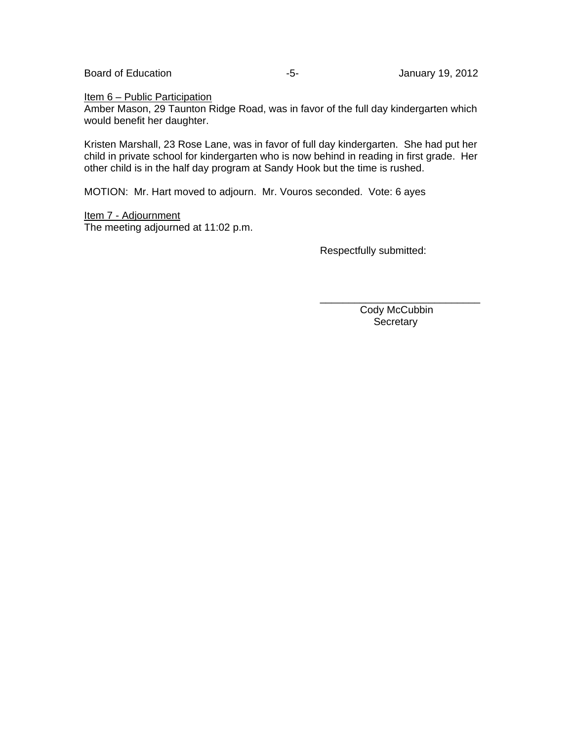<u>Item 6 – Public Participation</u>
Amber Mason, 29 Taunton Ridge Road, was in favor of the full day kindergarten which would benefit her daughter.

Kristen Marshall, 23 Rose Lane, was in favor of full day kindergarten. She had put her child in private school for kindergarten who is now behind in reading in first grade. Her other child is in the half day program at Sandy Hook but the time is rushed.

MOTION: Mr. Hart moved to adjourn. Mr. Vouros seconded. Vote: 6 ayes

<u>Item 7 - Adjournment</u>
The meeting adjourned at 11:02 p.m.

Respectfully submitted:

\_\_\_\_\_\_\_\_\_\_\_\_\_\_\_\_\_\_\_\_\_\_\_\_\_\_\_\_
Cody McCubbin
Secretary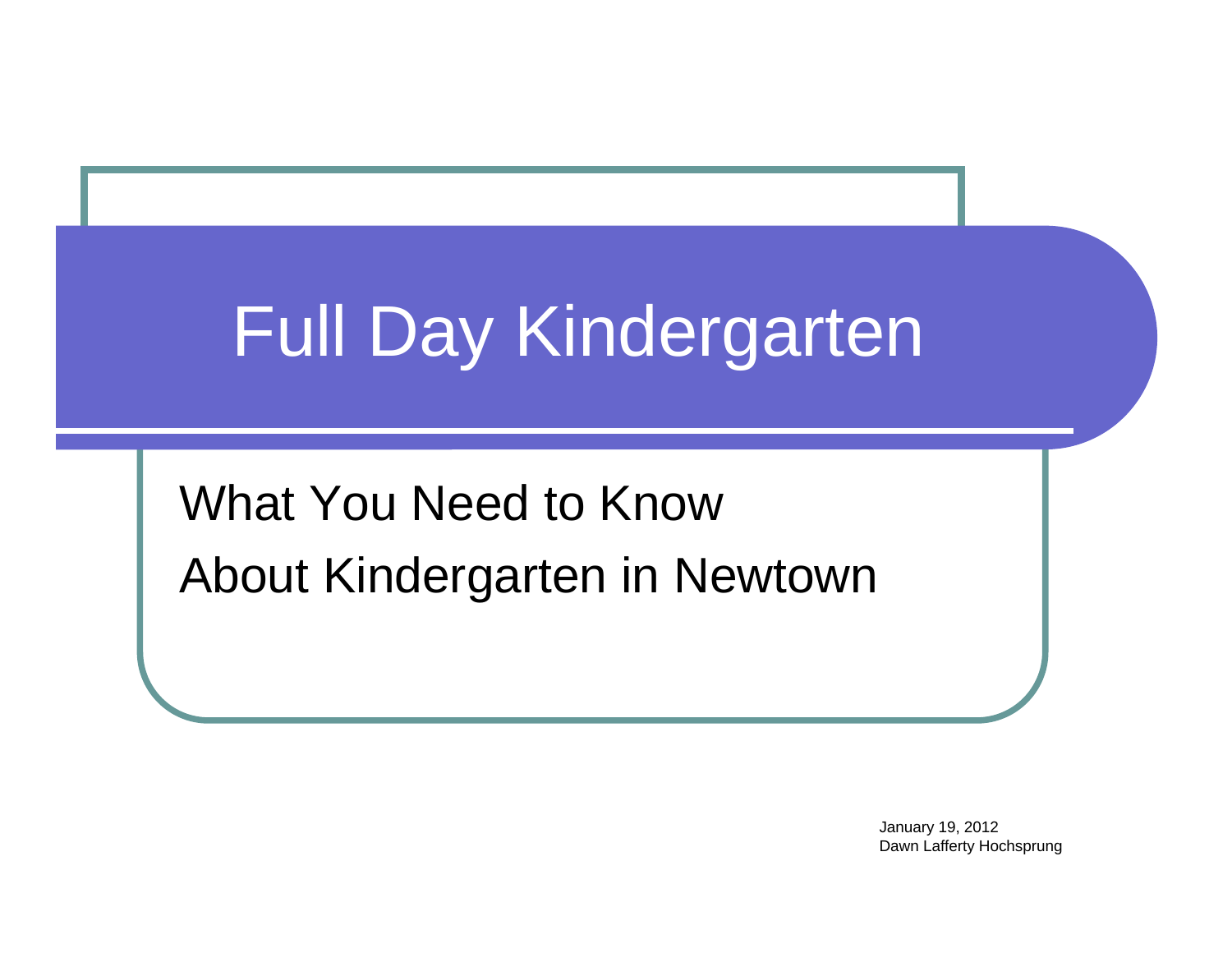# Full Day Kindergarten

What You Need to Know

About Kindergarten in Newtown

January 19, 2012
Dawn Lafferty Hochsprung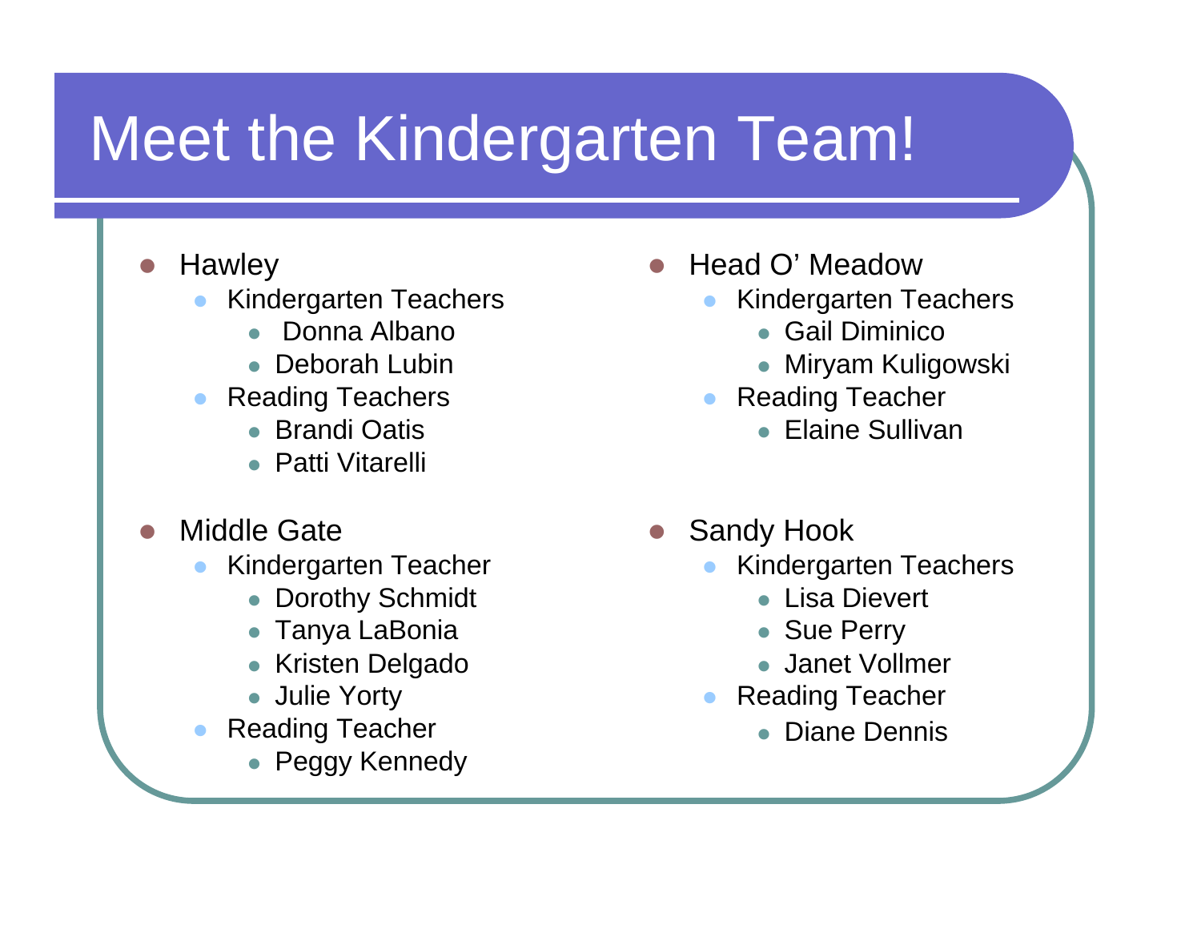# Meet the Kindergarten Team!

- Hawley
  - Kindergarten Teachers
    - Donna Albano
    - Deborah Lubin
  - Reading Teachers
    - Brandi Oatis
    - Patti Vitarelli

- Middle Gate
  - Kindergarten Teacher
    - Dorothy Schmidt
    - Tanya LaBonia
    - Kristen Delgado
    - Julie Yorty
  - Reading Teacher
    - Peggy Kennedy

- Head O' Meadow
  - Kindergarten Teachers
    - Gail Diminico
    - Miryam Kuligowski
  - Reading Teacher
    - Elaine Sullivan

- Sandy Hook
  - Kindergarten Teachers
    - Lisa Dievert
    - Sue Perry
    - Janet Vollmer
  - Reading Teacher
    - Diane Dennis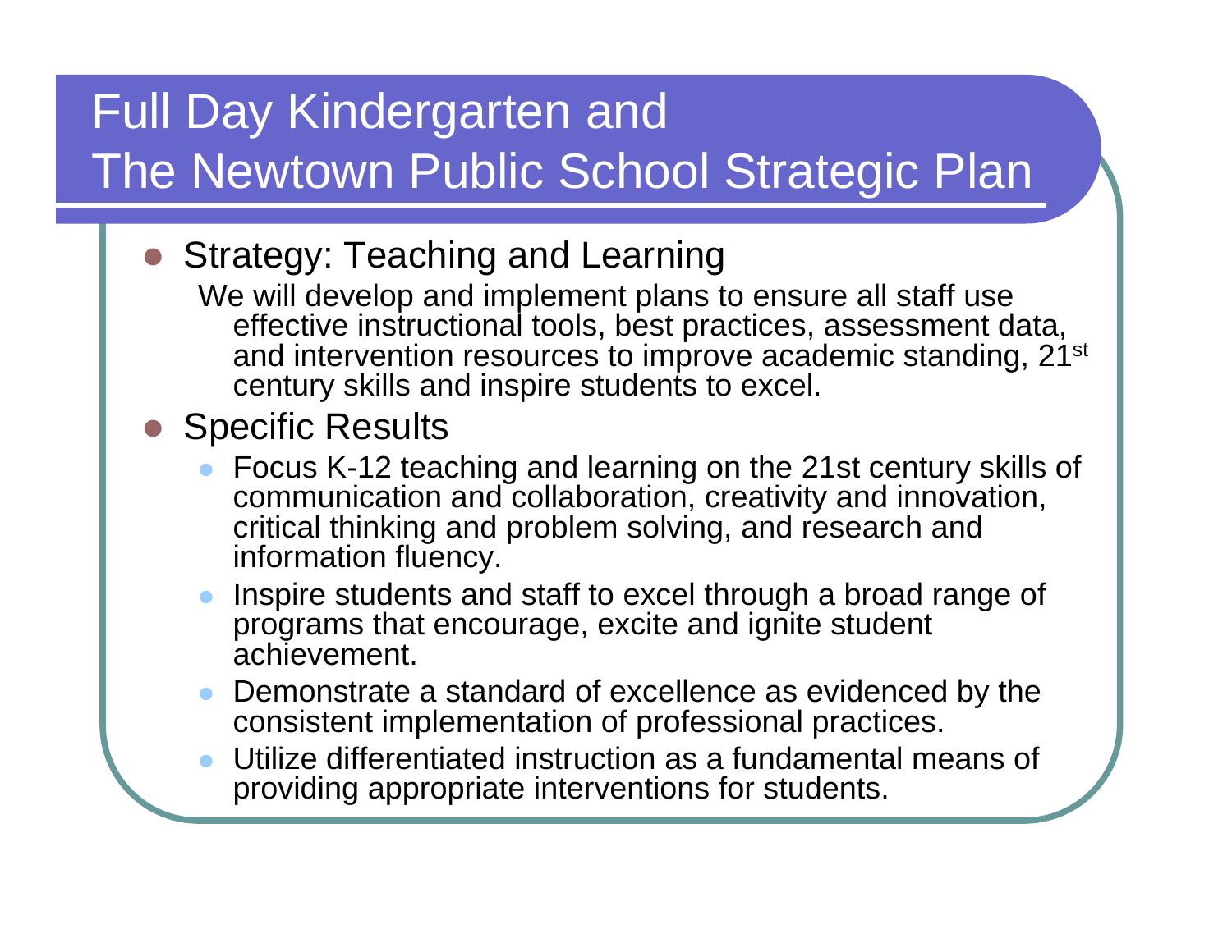# Full Day Kindergarten and The Newtown Public School Strategic Plan

- Strategy: Teaching and Learning

  We will develop and implement plans to ensure all staff use effective instructional tools, best practices, assessment data, and intervention resources to improve academic standing, 21st century skills and inspire students to excel.

- Specific Results
  - Focus K-12 teaching and learning on the 21st century skills of communication and collaboration, creativity and innovation, critical thinking and problem solving, and research and information fluency.
  - Inspire students and staff to excel through a broad range of programs that encourage, excite and ignite student achievement.
  - Demonstrate a standard of excellence as evidenced by the consistent implementation of professional practices.
  - Utilize differentiated instruction as a fundamental means of providing appropriate interventions for students.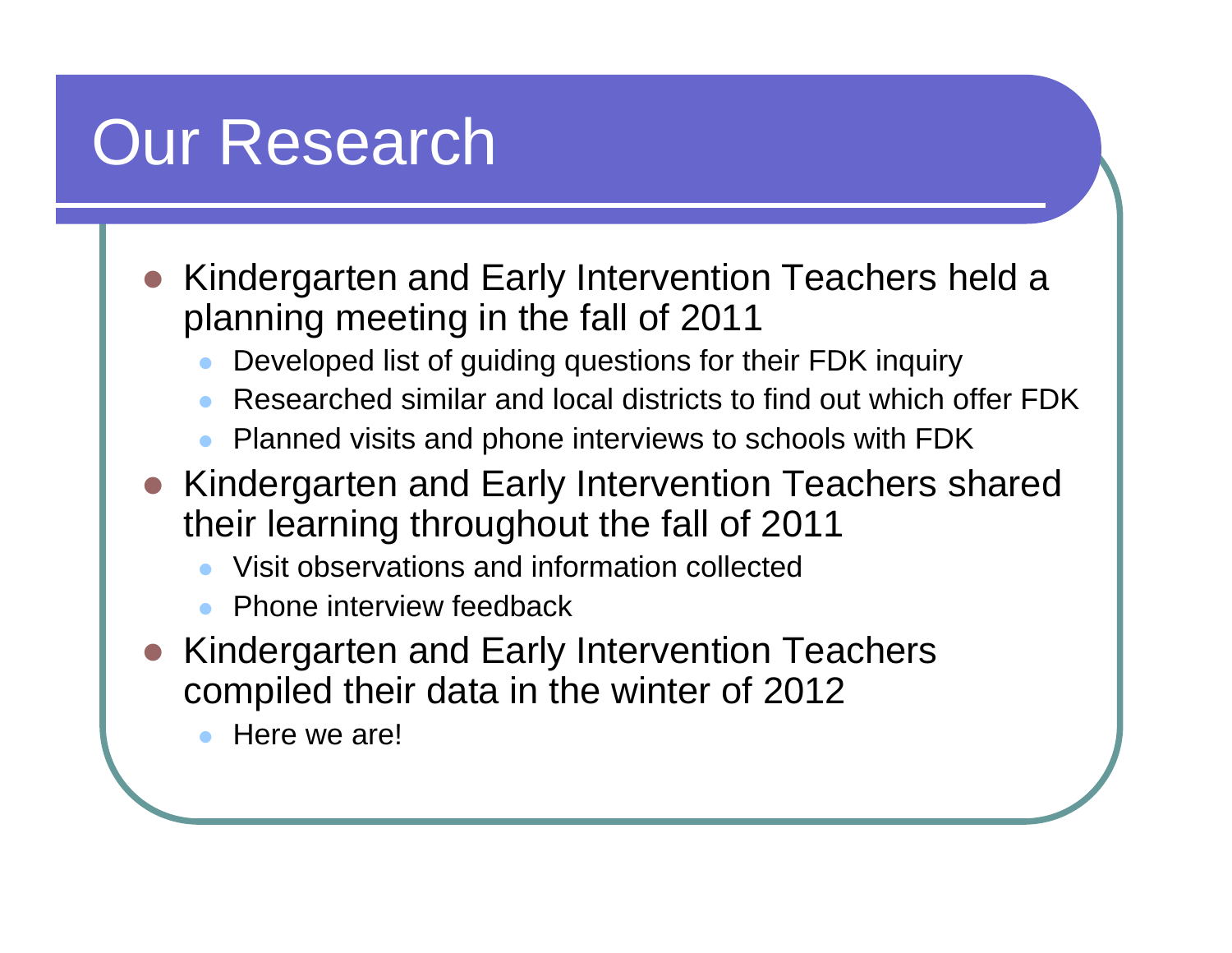# Our Research

- Kindergarten and Early Intervention Teachers held a planning meeting in the fall of 2011
  - Developed list of guiding questions for their FDK inquiry
  - Researched similar and local districts to find out which offer FDK
  - Planned visits and phone interviews to schools with FDK
- Kindergarten and Early Intervention Teachers shared their learning throughout the fall of 2011
  - Visit observations and information collected
  - Phone interview feedback
- Kindergarten and Early Intervention Teachers compiled their data in the winter of 2012
  - Here we are!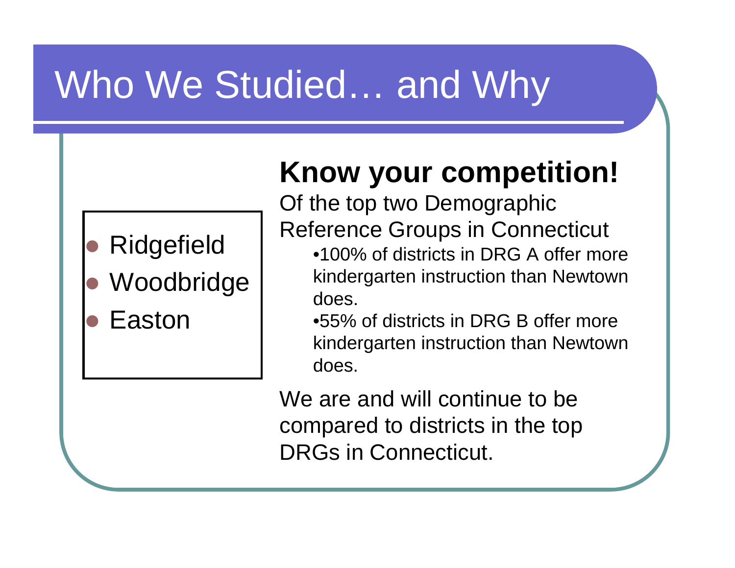# Who We Studied… and Why

- Ridgefield
- Woodbridge
- Easton

## Know your competition!

Of the top two Demographic Reference Groups in Connecticut

- 100% of districts in DRG A offer more kindergarten instruction than Newtown does.
- 55% of districts in DRG B offer more kindergarten instruction than Newtown does.

We are and will continue to be compared to districts in the top DRGs in Connecticut.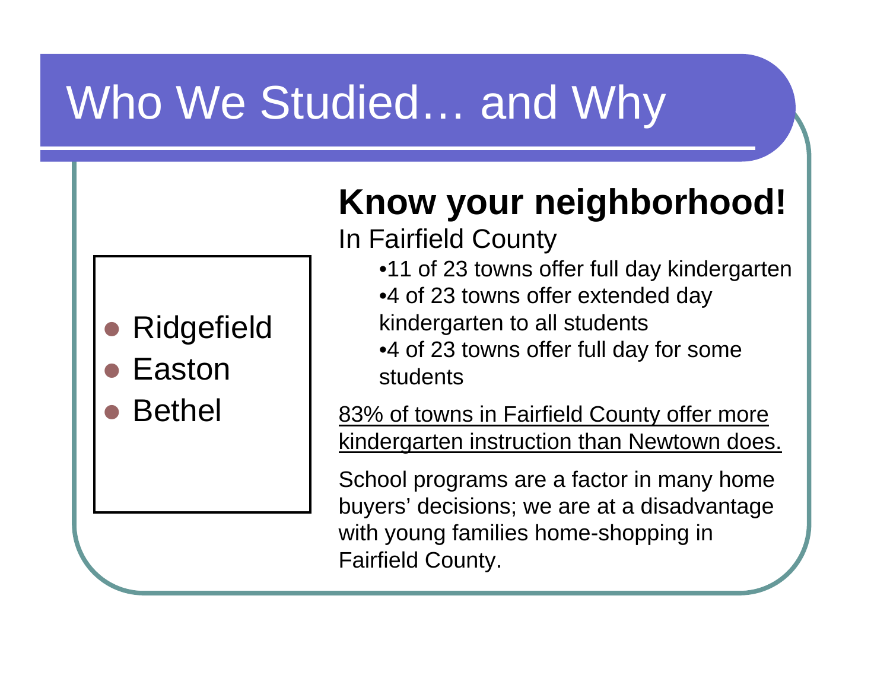# Who We Studied… and Why

- Ridgefield
- Easton
- Bethel

## Know your neighborhood!

In Fairfield County

- 11 of 23 towns offer full day kindergarten
- 4 of 23 towns offer extended day kindergarten to all students
- 4 of 23 towns offer full day for some students

83% of towns in Fairfield County offer more kindergarten instruction than Newtown does.

School programs are a factor in many home buyers' decisions; we are at a disadvantage with young families home-shopping in Fairfield County.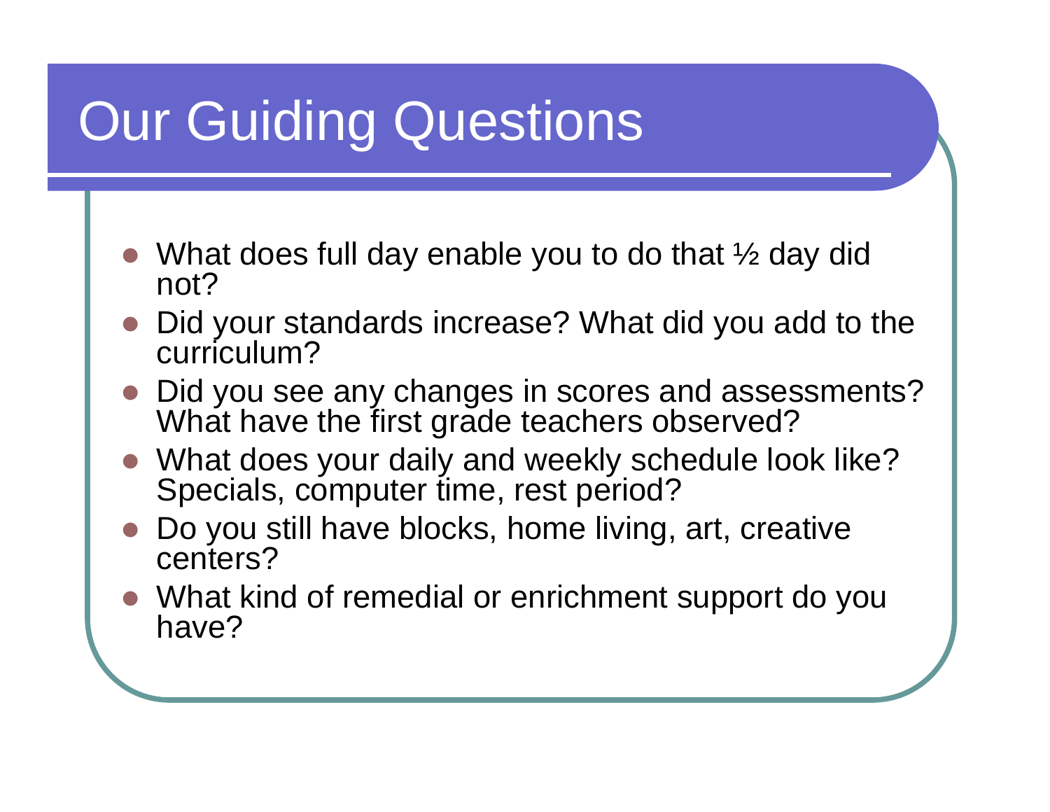# Our Guiding Questions

- What does full day enable you to do that ½ day did not?
- Did your standards increase? What did you add to the curriculum?
- Did you see any changes in scores and assessments? What have the first grade teachers observed?
- What does your daily and weekly schedule look like? Specials, computer time, rest period?
- Do you still have blocks, home living, art, creative centers?
- What kind of remedial or enrichment support do you have?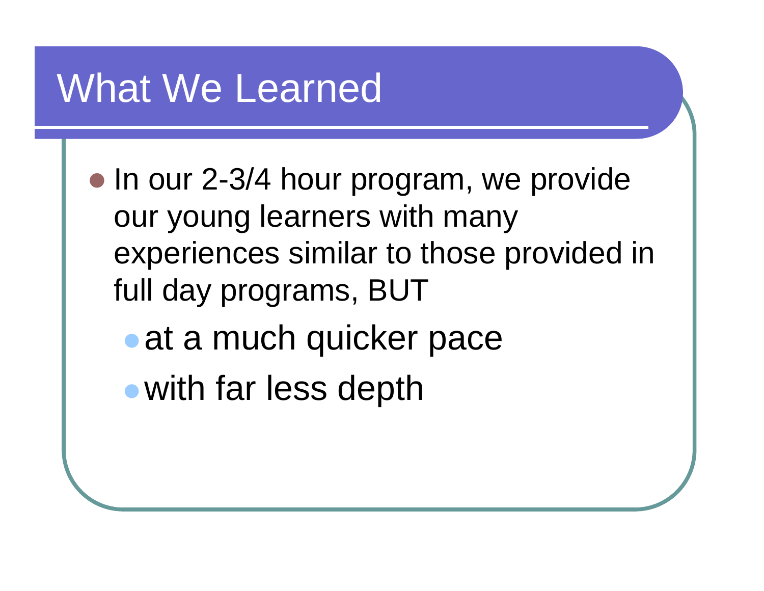# What We Learned

- In our 2-3/4 hour program, we provide our young learners with many experiences similar to those provided in full day programs, BUT
  - at a much quicker pace
  - with far less depth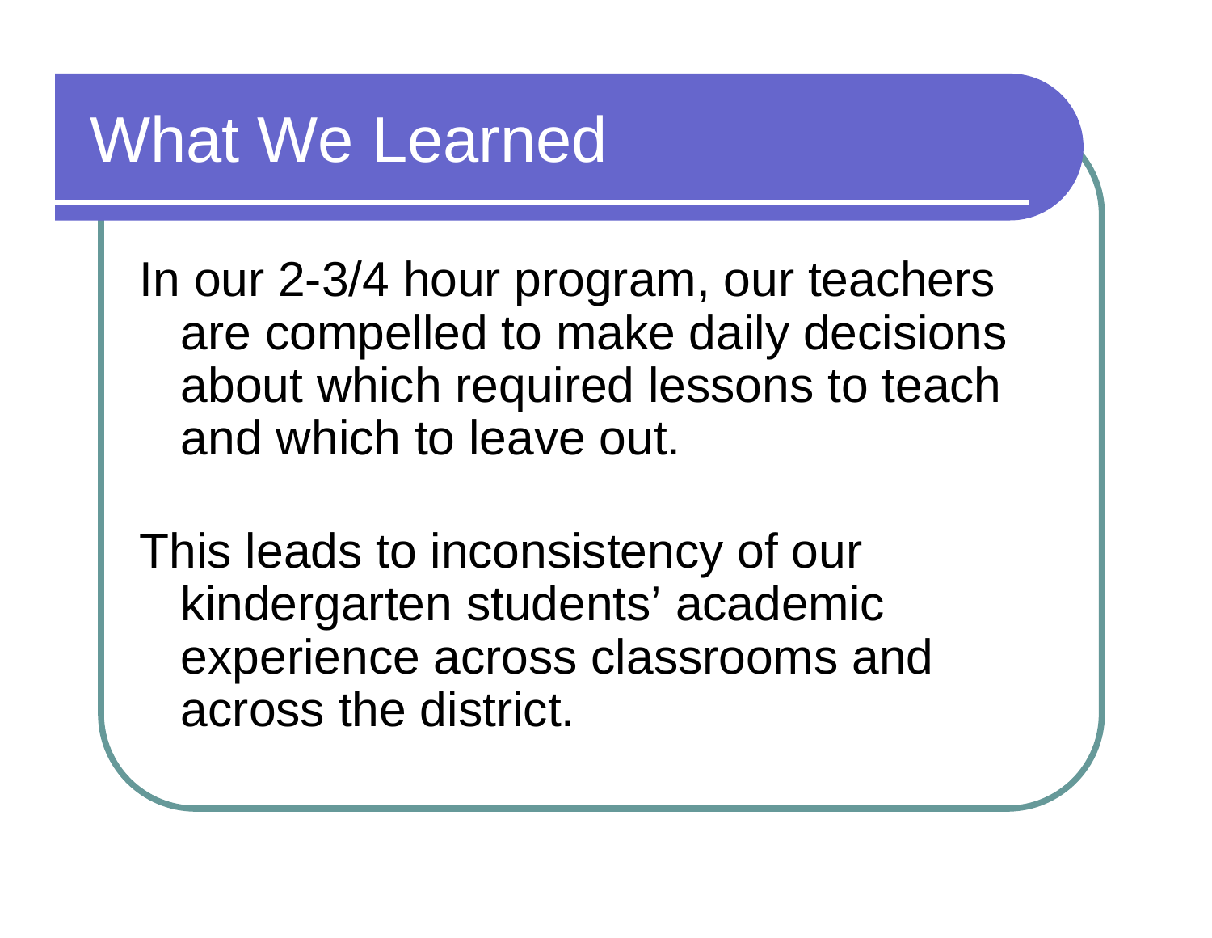# What We Learned

In our 2-3/4 hour program, our teachers are compelled to make daily decisions about which required lessons to teach and which to leave out.

This leads to inconsistency of our kindergarten students' academic experience across classrooms and across the district.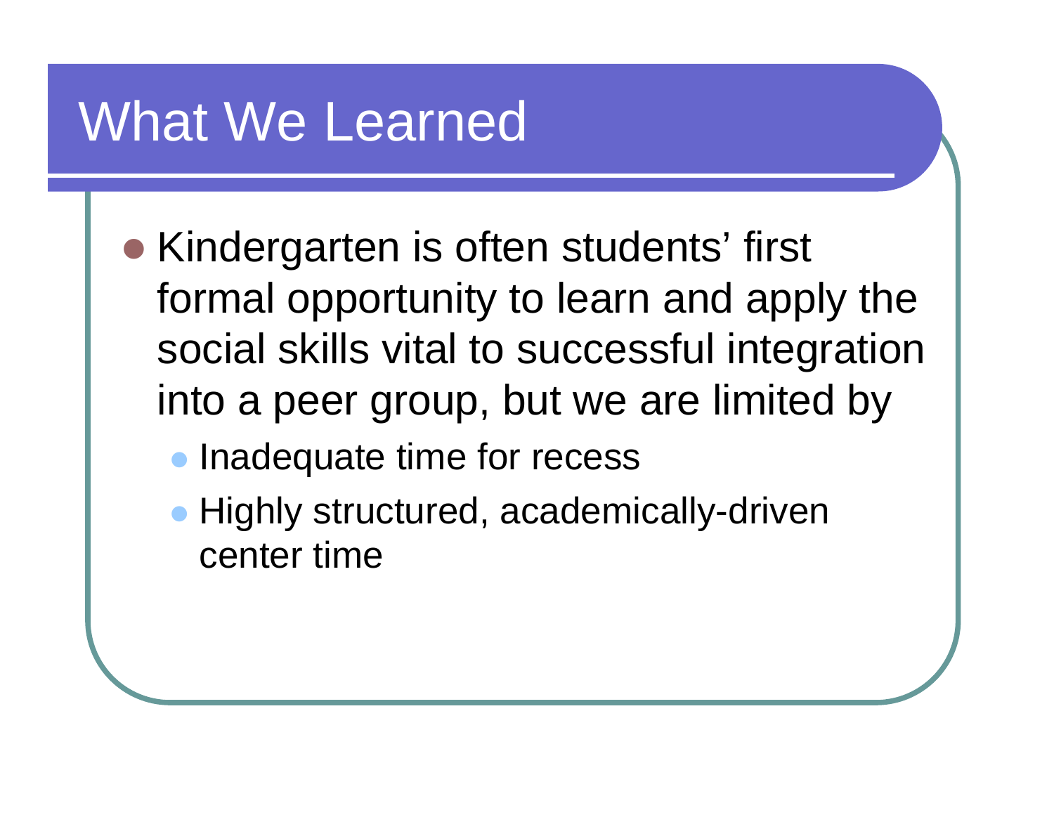# What We Learned

- Kindergarten is often students' first formal opportunity to learn and apply the social skills vital to successful integration into a peer group, but we are limited by
  - Inadequate time for recess
  - Highly structured, academically-driven center time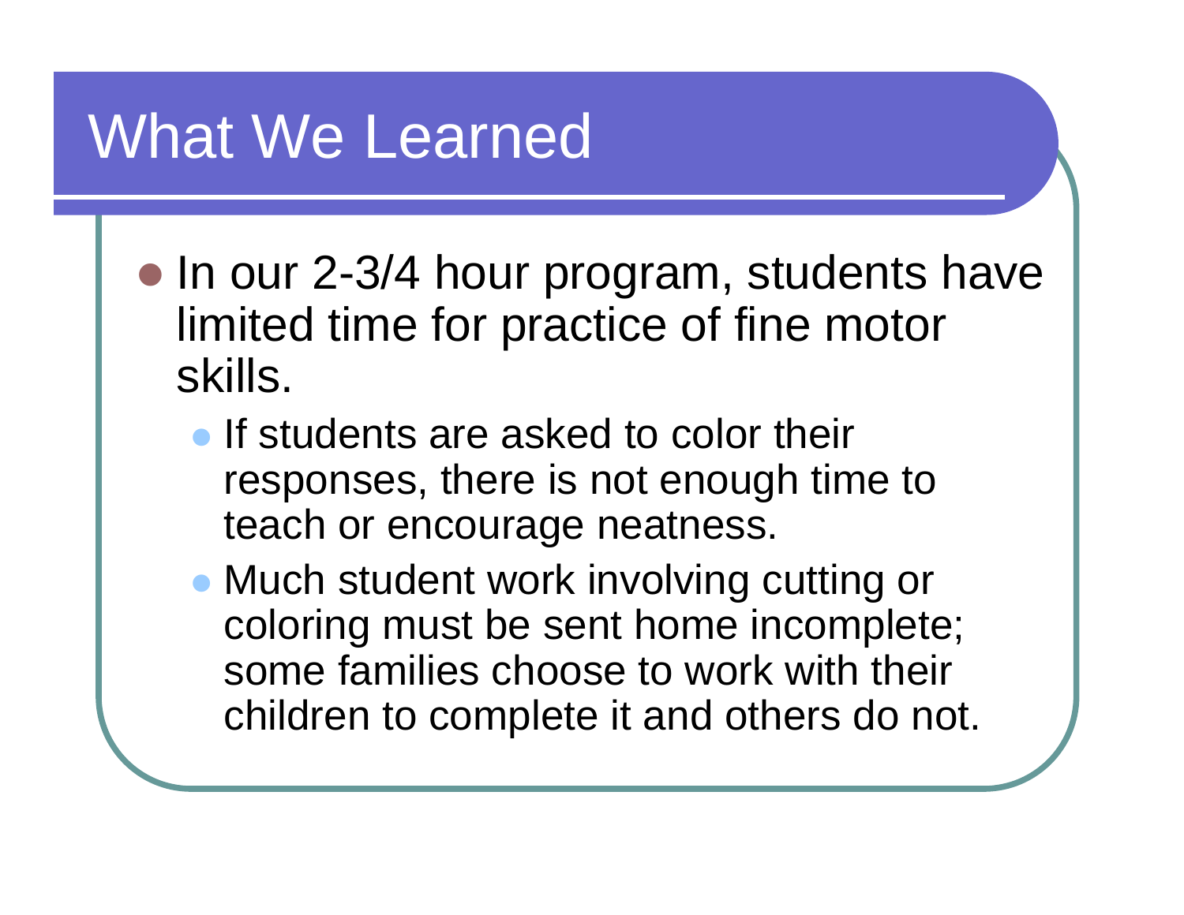# What We Learned

- In our 2-3/4 hour program, students have limited time for practice of fine motor skills.
  - If students are asked to color their responses, there is not enough time to teach or encourage neatness.
  - Much student work involving cutting or coloring must be sent home incomplete; some families choose to work with their children to complete it and others do not.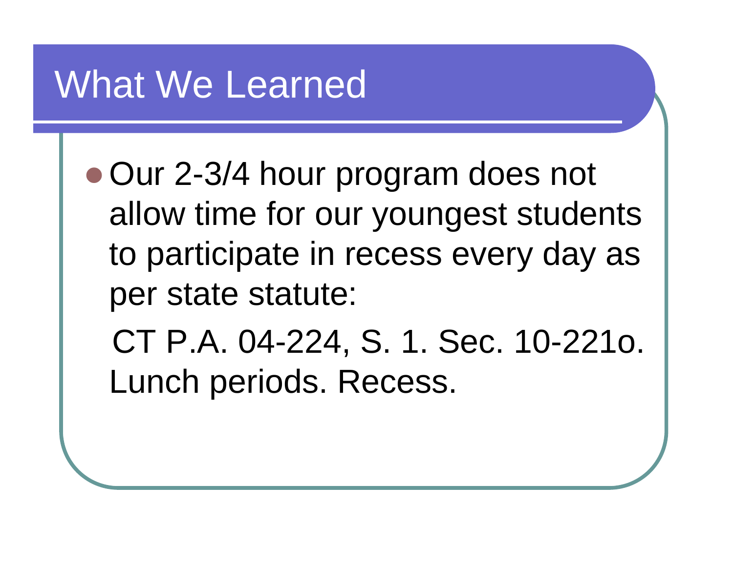# What We Learned

- Our 2-3/4 hour program does not allow time for our youngest students to participate in recess every day as per state statute:

  CT P.A. 04-224, S. 1. Sec. 10-221o. Lunch periods. Recess.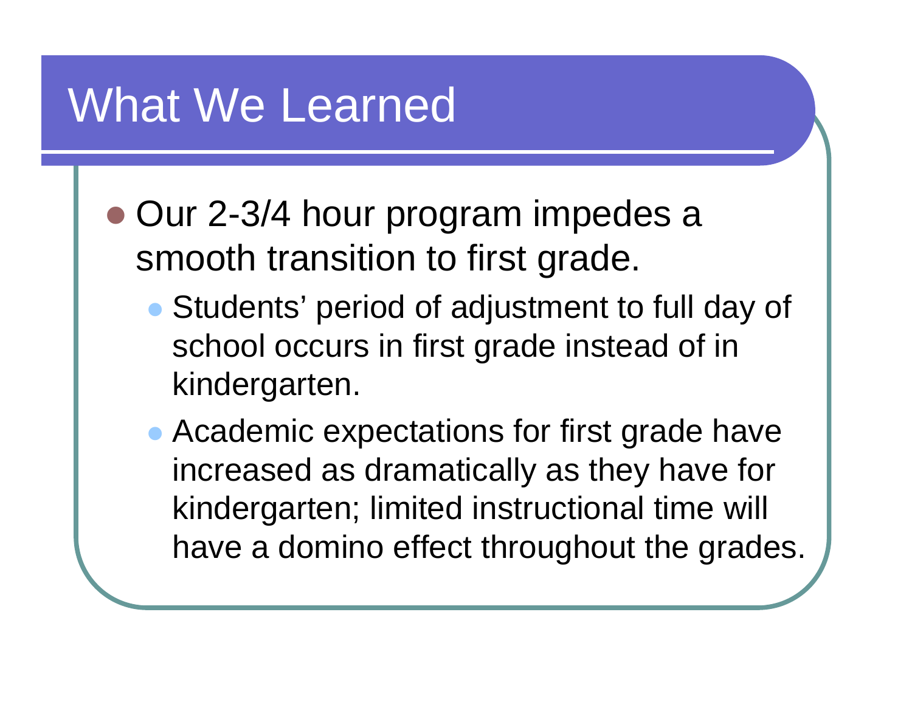# What We Learned

- Our 2-3/4 hour program impedes a smooth transition to first grade.
  - Students’ period of adjustment to full day of school occurs in first grade instead of in kindergarten.
  - Academic expectations for first grade have increased as dramatically as they have for kindergarten; limited instructional time will have a domino effect throughout the grades.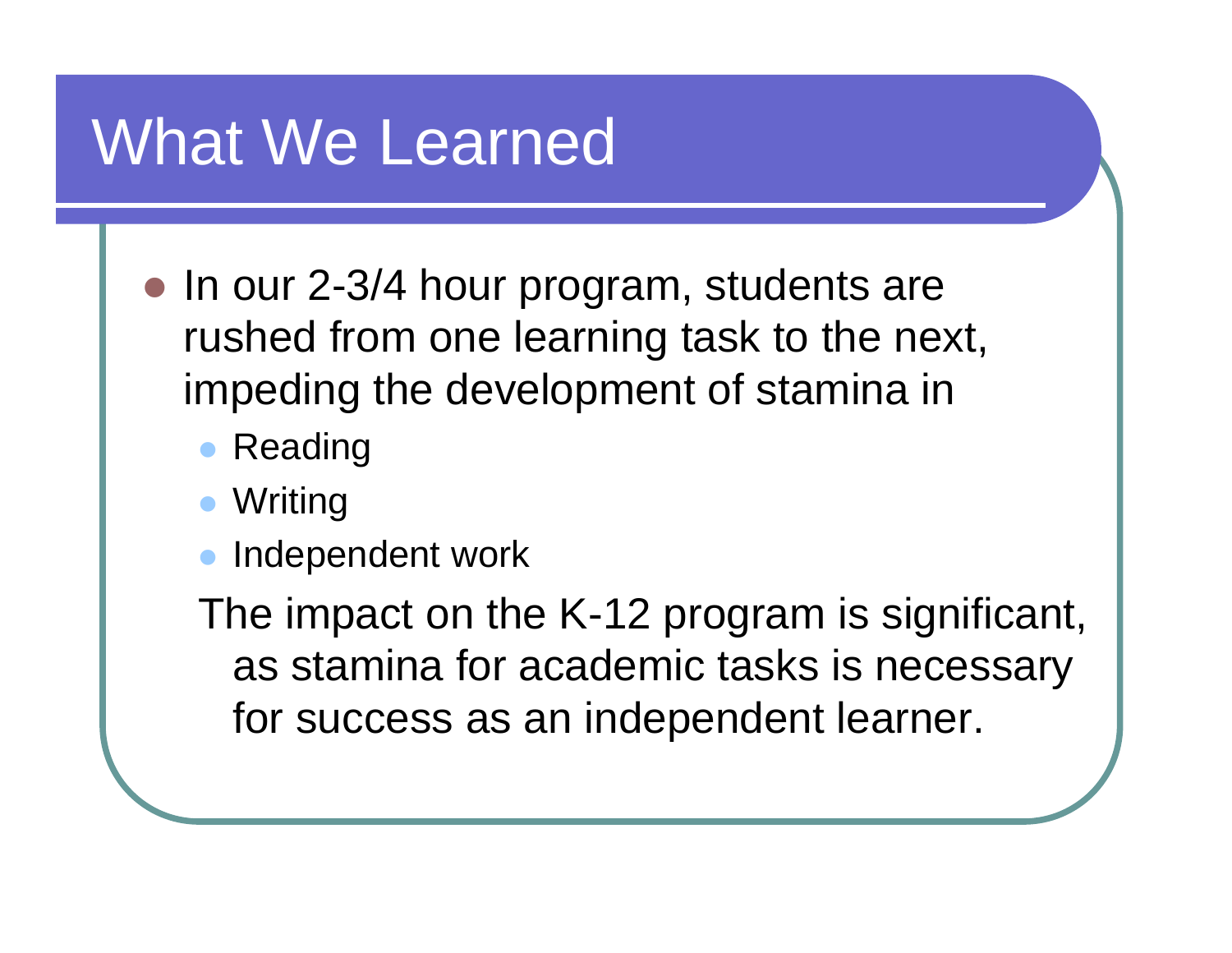# What We Learned

- In our 2-3/4 hour program, students are rushed from one learning task to the next, impeding the development of stamina in
  - Reading
  - Writing
  - Independent work

  The impact on the K-12 program is significant, as stamina for academic tasks is necessary for success as an independent learner.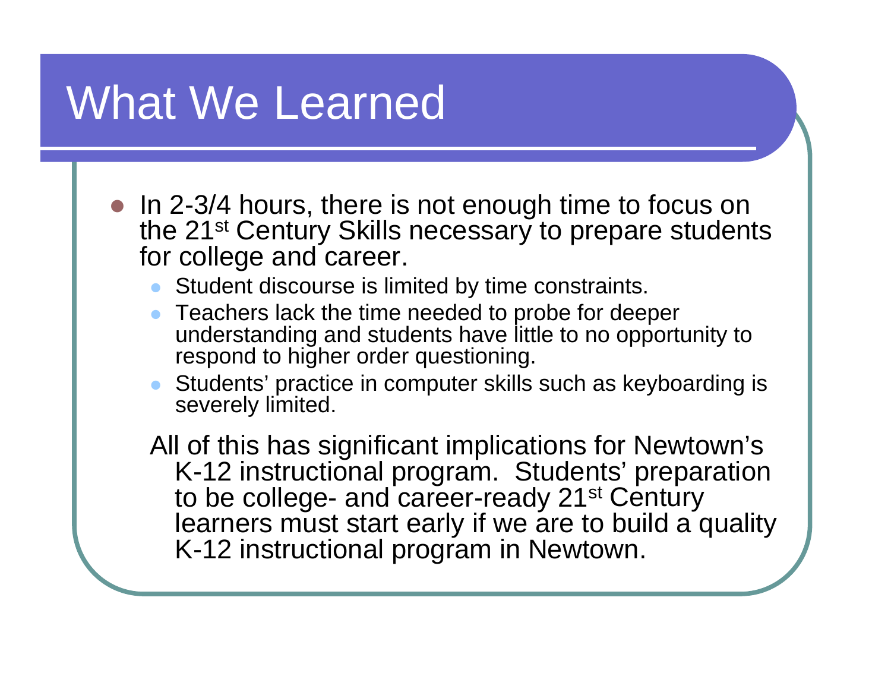# What We Learned

- In 2-3/4 hours, there is not enough time to focus on the 21st Century Skills necessary to prepare students for college and career.
  - Student discourse is limited by time constraints.
  - Teachers lack the time needed to probe for deeper understanding and students have little to no opportunity to respond to higher order questioning.
  - Students' practice in computer skills such as keyboarding is severely limited.

All of this has significant implications for Newtown's K-12 instructional program. Students' preparation to be college- and career-ready 21st Century learners must start early if we are to build a quality K-12 instructional program in Newtown.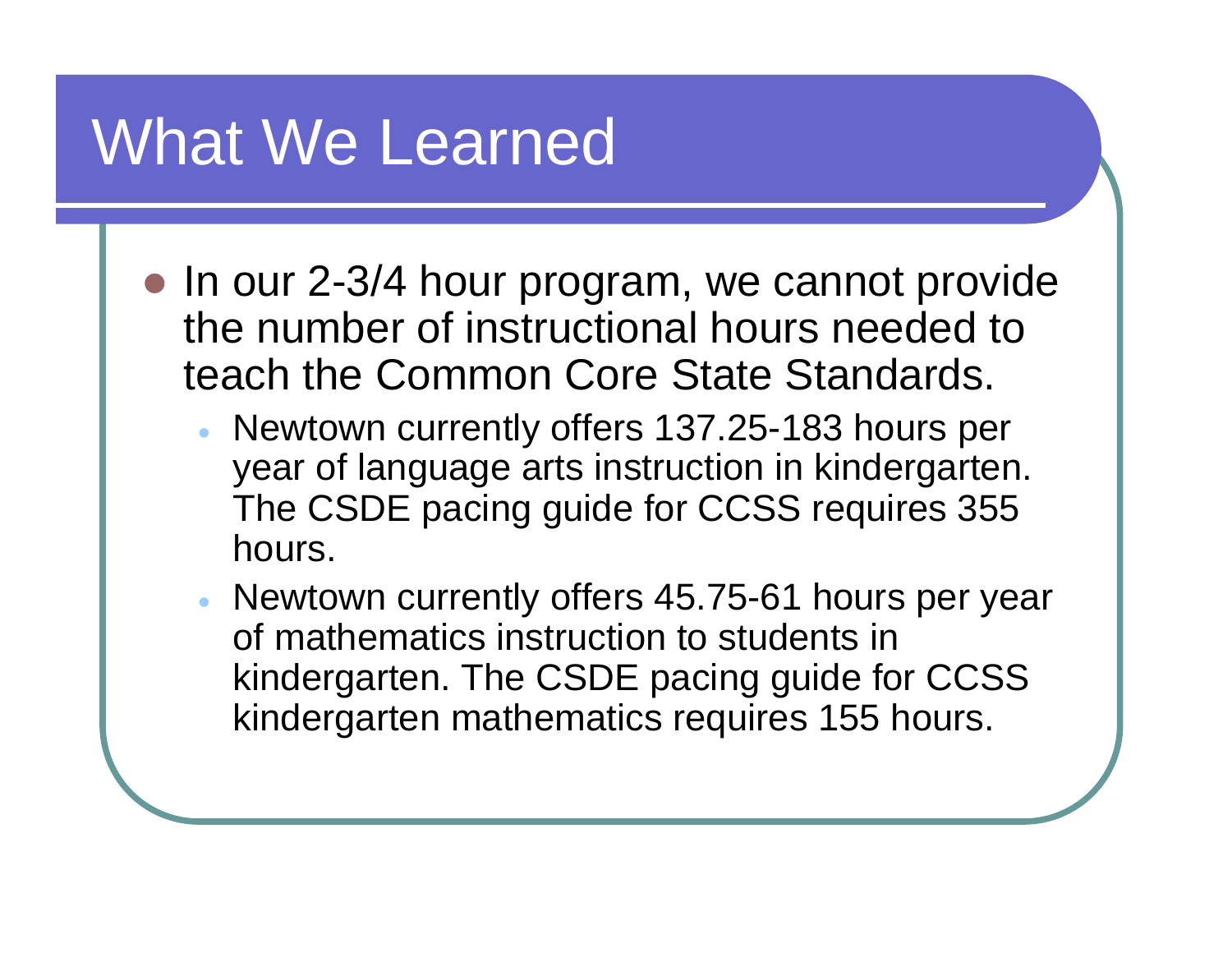# What We Learned

- In our 2-3/4 hour program, we cannot provide the number of instructional hours needed to teach the Common Core State Standards.
  - Newtown currently offers 137.25-183 hours per year of language arts instruction in kindergarten. The CSDE pacing guide for CCSS requires 355 hours.
  - Newtown currently offers 45.75-61 hours per year of mathematics instruction to students in kindergarten. The CSDE pacing guide for CCSS kindergarten mathematics requires 155 hours.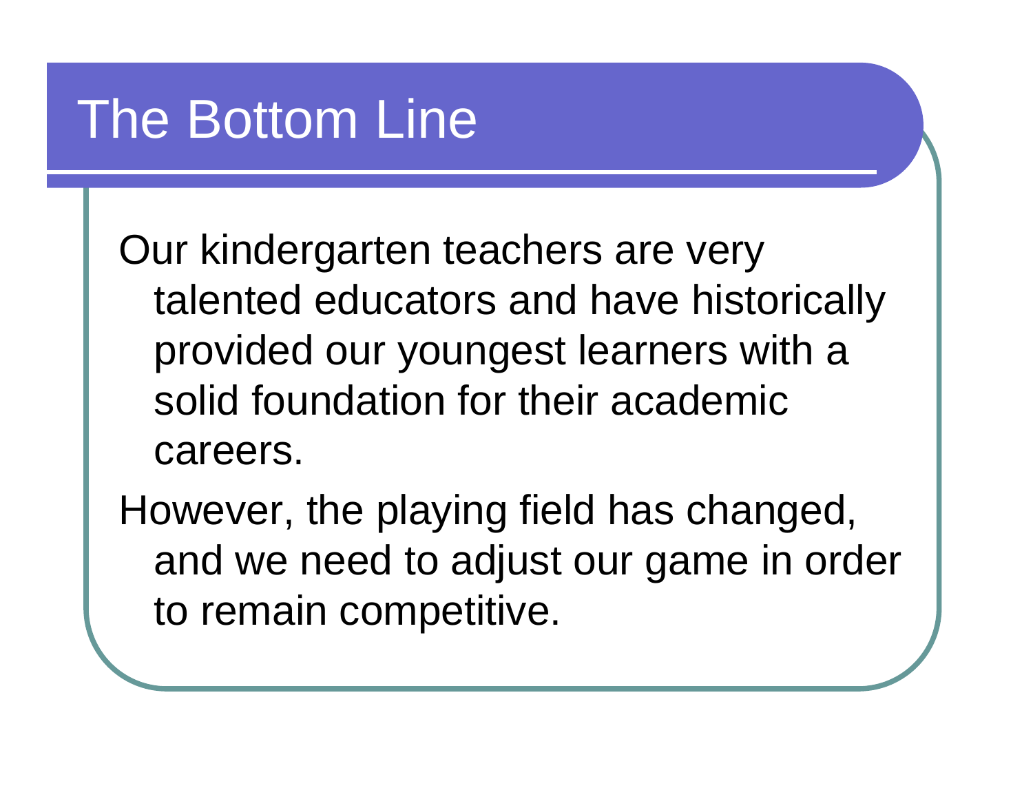# The Bottom Line

Our kindergarten teachers are very talented educators and have historically provided our youngest learners with a solid foundation for their academic careers.

However, the playing field has changed, and we need to adjust our game in order to remain competitive.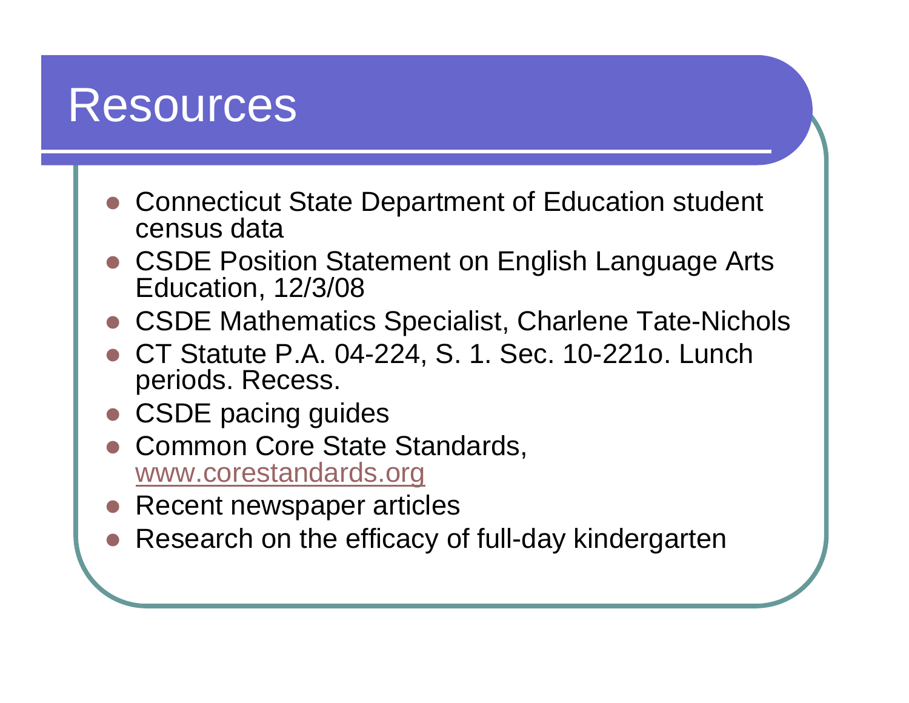# Resources

- Connecticut State Department of Education student census data
- CSDE Position Statement on English Language Arts Education, 12/3/08
- CSDE Mathematics Specialist, Charlene Tate-Nichols
- CT Statute P.A. 04-224, S. 1. Sec. 10-221o. Lunch periods. Recess.
- CSDE pacing guides
- Common Core State Standards, www.corestandards.org
- Recent newspaper articles
- Research on the efficacy of full-day kindergarten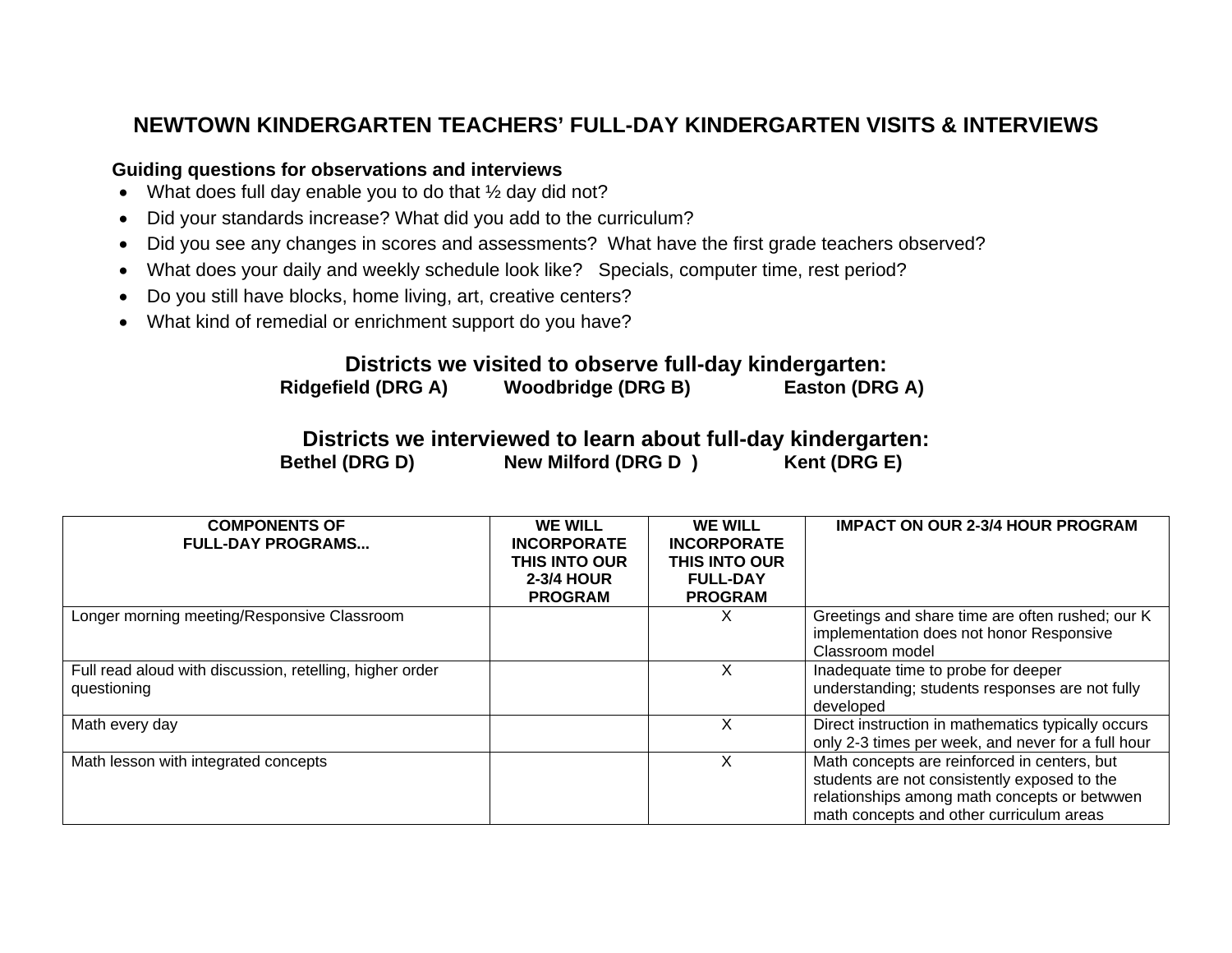# NEWTOWN KINDERGARTEN TEACHERS' FULL-DAY KINDERGARTEN VISITS & INTERVIEWS

**Guiding questions for observations and interviews**

- What does full day enable you to do that ½ day did not?
- Did your standards increase? What did you add to the curriculum?
- Did you see any changes in scores and assessments? What have the first grade teachers observed?
- What does your daily and weekly schedule look like? Specials, computer time, rest period?
- Do you still have blocks, home living, art, creative centers?
- What kind of remedial or enrichment support do you have?

## Districts we visited to observe full-day kindergarten:

**Ridgefield (DRG A) Woodbridge (DRG B) Easton (DRG A)**

## Districts we interviewed to learn about full-day kindergarten:

**Bethel (DRG D) New Milford (DRG D ) Kent (DRG E)**

| COMPONENTS OF FULL-DAY PROGRAMS... | WE WILL INCORPORATE THIS INTO OUR 2-3/4 HOUR PROGRAM | WE WILL INCORPORATE THIS INTO OUR FULL-DAY PROGRAM | IMPACT ON OUR 2-3/4 HOUR PROGRAM |
|---|---|---|---|
| Longer morning meeting/Responsive Classroom | | X | Greetings and share time are often rushed; our K implementation does not honor Responsive Classroom model |
| Full read aloud with discussion, retelling, higher order questioning | | X | Inadequate time to probe for deeper understanding; students responses are not fully developed |
| Math every day | | X | Direct instruction in mathematics typically occurs only 2-3 times per week, and never for a full hour |
| Math lesson with integrated concepts | | X | Math concepts are reinforced in centers, but students are not consistently exposed to the relationships among math concepts or betwwen math concepts and other curriculum areas |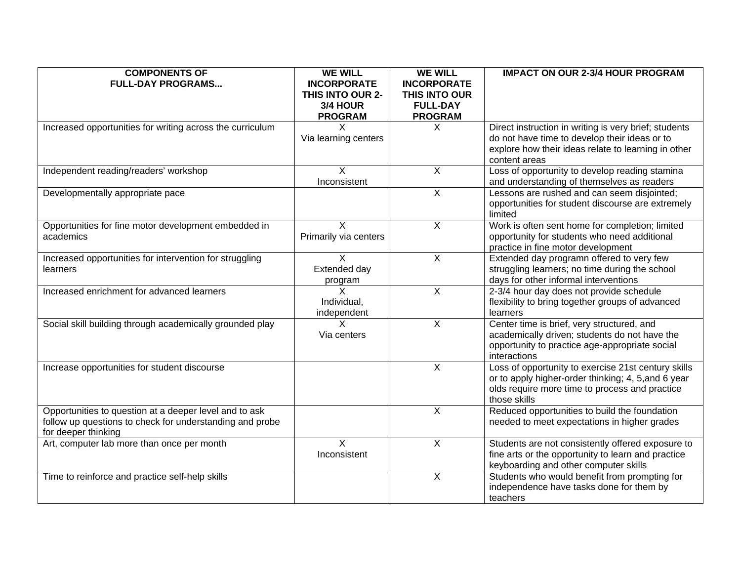| COMPONENTS OF FULL-DAY PROGRAMS... | WE WILL INCORPORATE THIS INTO OUR 2-3/4 HOUR PROGRAM | WE WILL INCORPORATE THIS INTO OUR FULL-DAY PROGRAM | IMPACT ON OUR 2-3/4 HOUR PROGRAM |
|---|---|---|---|
| Increased opportunities for writing across the curriculum | X Via learning centers | X | Direct instruction in writing is very brief; students do not have time to develop their ideas or to explore how their ideas relate to learning in other content areas |
| Independent reading/readers' workshop | X Inconsistent | X | Loss of opportunity to develop reading stamina and understanding of themselves as readers |
| Developmentally appropriate pace | | X | Lessons are rushed and can seem disjointed; opportunities for student discourse are extremely limited |
| Opportunities for fine motor development embedded in academics | X Primarily via centers | X | Work is often sent home for completion; limited opportunity for students who need additional practice in fine motor development |
| Increased opportunities for intervention for struggling learners | X Extended day program | X | Extended day programn offered to very few struggling learners; no time during the school days for other informal interventions |
| Increased enrichment for advanced learners | X Individual, independent | X | 2-3/4 hour day does not provide schedule flexibility to bring together groups of advanced learners |
| Social skill building through academically grounded play | X Via centers | X | Center time is brief, very structured, and academically driven; students do not have the opportunity to practice age-appropriate social interactions |
| Increase opportunities for student discourse | | X | Loss of opportunity to exercise 21st century skills or to apply higher-order thinking; 4, 5,and 6 year olds require more time to process and practice those skills |
| Opportunities to question at a deeper level and to ask follow up questions to check for understanding and probe for deeper thinking | | X | Reduced opportunities to build the foundation needed to meet expectations in higher grades |
| Art, computer lab more than once per month | X Inconsistent | X | Students are not consistently offered exposure to fine arts or the opportunity to learn and practice keyboarding and other computer skills |
| Time to reinforce and practice self-help skills | | X | Students who would benefit from prompting for independence have tasks done for them by teachers |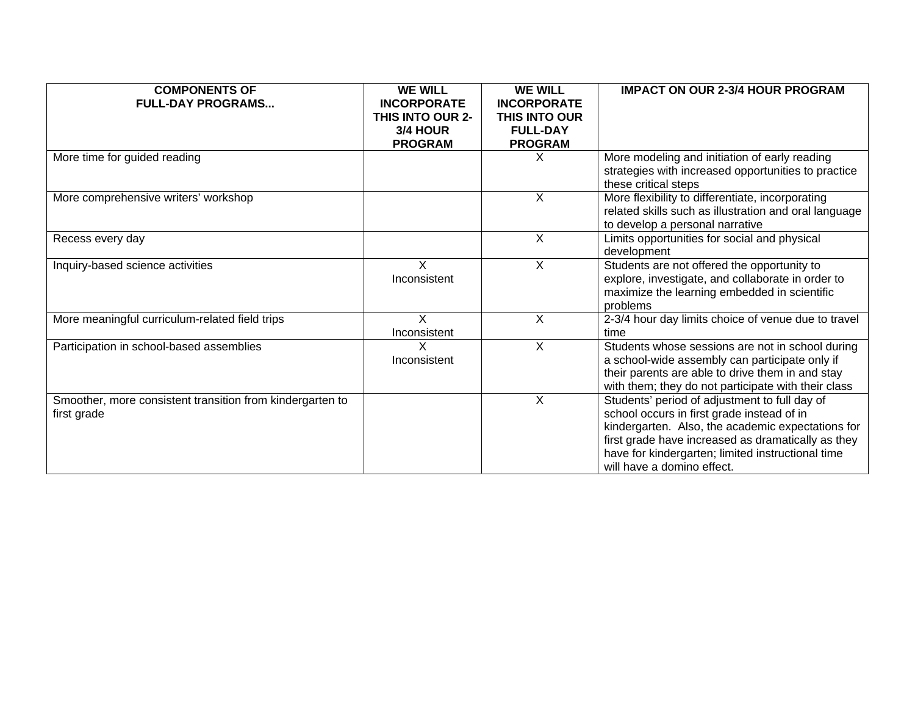| COMPONENTS OF FULL-DAY PROGRAMS... | WE WILL INCORPORATE THIS INTO OUR 2-3/4 HOUR PROGRAM | WE WILL INCORPORATE THIS INTO OUR FULL-DAY PROGRAM | IMPACT ON OUR 2-3/4 HOUR PROGRAM |
|---|---|---|---|
| More time for guided reading | | X | More modeling and initiation of early reading strategies with increased opportunities to practice these critical steps |
| More comprehensive writers' workshop | | X | More flexibility to differentiate, incorporating related skills such as illustration and oral language to develop a personal narrative |
| Recess every day | | X | Limits opportunities for social and physical development |
| Inquiry-based science activities | X Inconsistent | X | Students are not offered the opportunity to explore, investigate, and collaborate in order to maximize the learning embedded in scientific problems |
| More meaningful curriculum-related field trips | X Inconsistent | X | 2-3/4 hour day limits choice of venue due to travel time |
| Participation in school-based assemblies | X Inconsistent | X | Students whose sessions are not in school during a school-wide assembly can participate only if their parents are able to drive them in and stay with them; they do not participate with their class |
| Smoother, more consistent transition from kindergarten to first grade | | X | Students' period of adjustment to full day of school occurs in first grade instead of in kindergarten. Also, the academic expectations for first grade have increased as dramatically as they have for kindergarten; limited instructional time will have a domino effect. |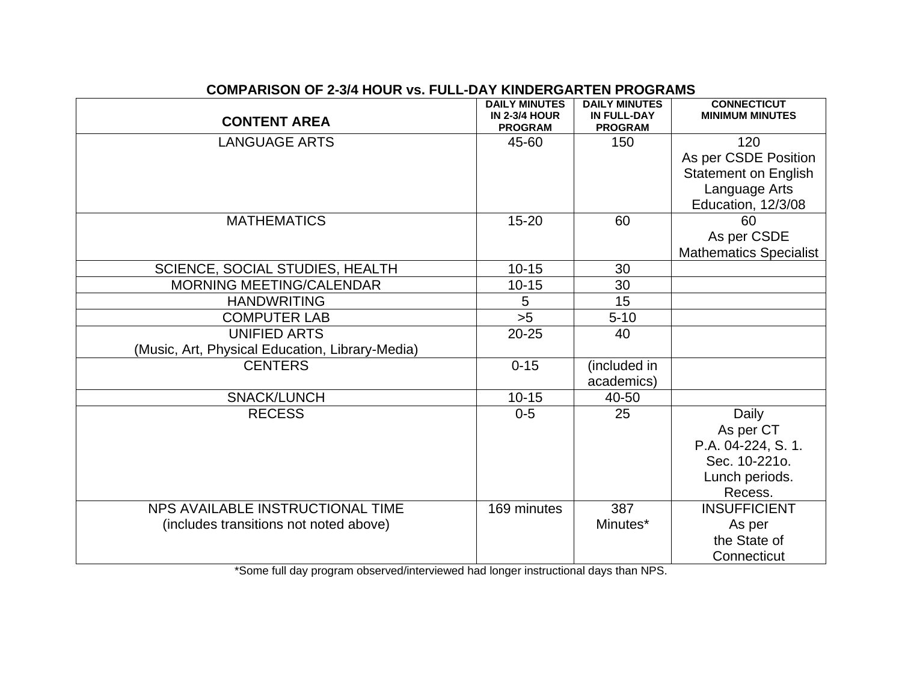**COMPARISON OF 2-3/4 HOUR vs. FULL-DAY KINDERGARTEN PROGRAMS**

| CONTENT AREA | DAILY MINUTES IN 2-3/4 HOUR PROGRAM | DAILY MINUTES IN FULL-DAY PROGRAM | CONNECTICUT MINIMUM MINUTES |
|---|---|---|---|
| LANGUAGE ARTS | 45-60 | 150 | 120 As per CSDE Position Statement on English Language Arts Education, 12/3/08 |
| MATHEMATICS | 15-20 | 60 | 60 As per CSDE Mathematics Specialist |
| SCIENCE, SOCIAL STUDIES, HEALTH | 10-15 | 30 | |
| MORNING MEETING/CALENDAR | 10-15 | 30 | |
| HANDWRITING | 5 | 15 | |
| COMPUTER LAB | >5 | 5-10 | |
| UNIFIED ARTS (Music, Art, Physical Education, Library-Media) | 20-25 | 40 | |
| CENTERS | 0-15 | (included in academics) | |
| SNACK/LUNCH | 10-15 | 40-50 | |
| RECESS | 0-5 | 25 | Daily As per CT P.A. 04-224, S. 1. Sec. 10-221o. Lunch periods. Recess. |
| NPS AVAILABLE INSTRUCTIONAL TIME (includes transitions not noted above) | 169 minutes | 387 Minutes* | INSUFFICIENT As per the State of Connecticut |

*Some full day program observed/interviewed had longer instructional days than NPS.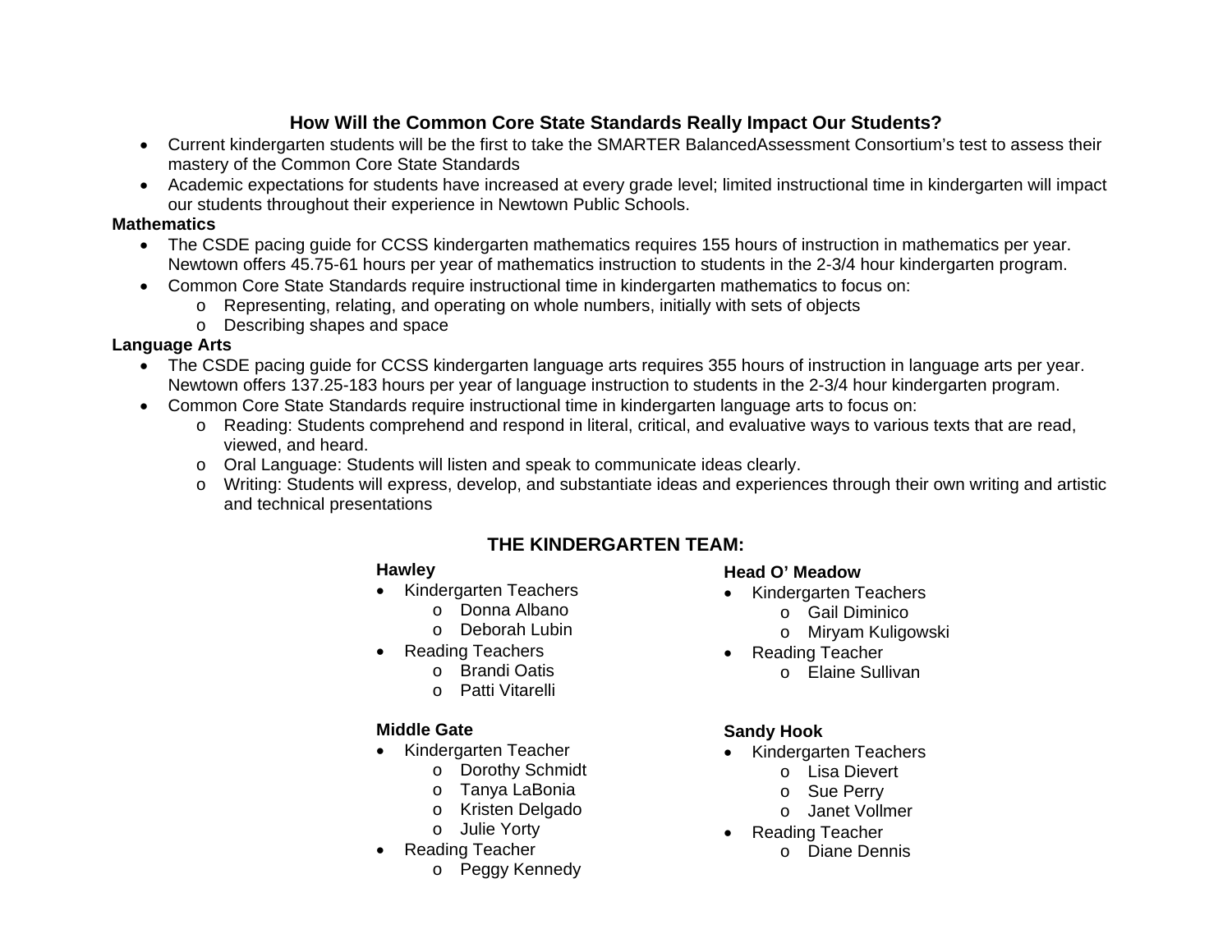## How Will the Common Core State Standards Really Impact Our Students?

- Current kindergarten students will be the first to take the SMARTER BalancedAssessment Consortium's test to assess their mastery of the Common Core State Standards
- Academic expectations for students have increased at every grade level; limited instructional time in kindergarten will impact our students throughout their experience in Newtown Public Schools.

**Mathematics**

- The CSDE pacing guide for CCSS kindergarten mathematics requires 155 hours of instruction in mathematics per year. Newtown offers 45.75-61 hours per year of mathematics instruction to students in the 2-3/4 hour kindergarten program.
- Common Core State Standards require instructional time in kindergarten mathematics to focus on:
  - Representing, relating, and operating on whole numbers, initially with sets of objects
  - Describing shapes and space

**Language Arts**

- The CSDE pacing guide for CCSS kindergarten language arts requires 355 hours of instruction in language arts per year. Newtown offers 137.25-183 hours per year of language instruction to students in the 2-3/4 hour kindergarten program.
- Common Core State Standards require instructional time in kindergarten language arts to focus on:
  - Reading: Students comprehend and respond in literal, critical, and evaluative ways to various texts that are read, viewed, and heard.
  - Oral Language: Students will listen and speak to communicate ideas clearly.
  - Writing: Students will express, develop, and substantiate ideas and experiences through their own writing and artistic and technical presentations

## THE KINDERGARTEN TEAM:

**Hawley**

- Kindergarten Teachers
  - Donna Albano
  - Deborah Lubin
- Reading Teachers
  - Brandi Oatis
  - Patti Vitarelli

**Head O' Meadow**

- Kindergarten Teachers
  - Gail Diminico
  - Miryam Kuligowski
- Reading Teacher
  - Elaine Sullivan

**Middle Gate**

- Kindergarten Teacher
  - Dorothy Schmidt
  - Tanya LaBonia
  - Kristen Delgado
  - Julie Yorty
- Reading Teacher
  - Peggy Kennedy

**Sandy Hook**

- Kindergarten Teachers
  - Lisa Dievert
  - Sue Perry
  - Janet Vollmer
- Reading Teacher
  - Diane Dennis